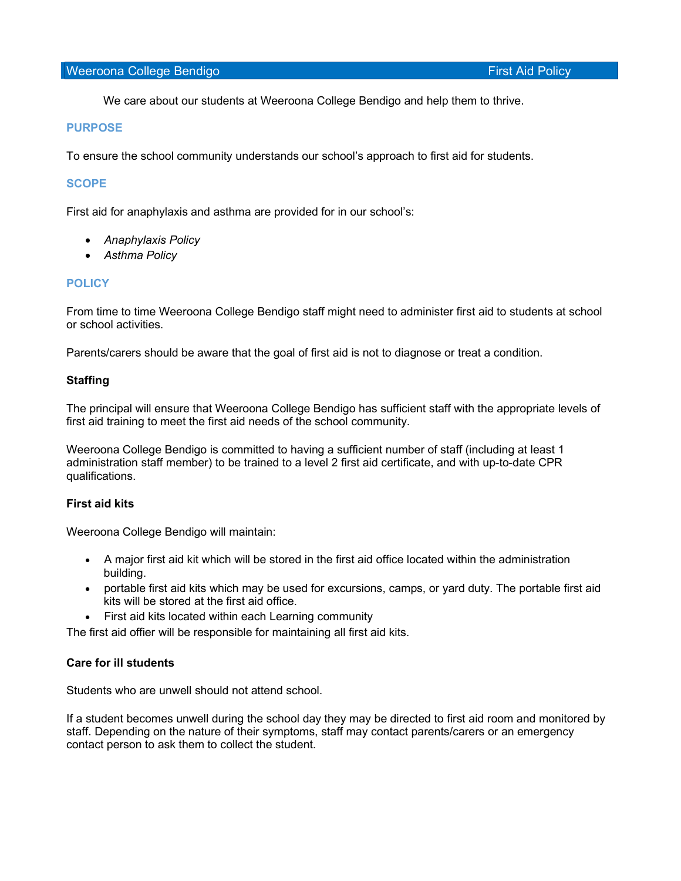Weeroona College Bendigo — First Aid Policy

We care about our students at Weeroona College Bendigo and help them to thrive.

## PURPOSE

To ensure the school community understands our school's approach to first aid for students.

## SCOPE

First aid for anaphylaxis and asthma are provided for in our school's:

- *Anaphylaxis Policy*
- *Asthma Policy*

## POLICY

From time to time Weeroona College Bendigo staff might need to administer first aid to students at school or school activities.

Parents/carers should be aware that the goal of first aid is not to diagnose or treat a condition.

### Staffing

The principal will ensure that Weeroona College Bendigo has sufficient staff with the appropriate levels of first aid training to meet the first aid needs of the school community.

Weeroona College Bendigo is committed to having a sufficient number of staff (including at least 1 administration staff member) to be trained to a level 2 first aid certificate, and with up-to-date CPR qualifications.

### First aid kits

Weeroona College Bendigo will maintain:

- A major first aid kit which will be stored in the first aid office located within the administration building.
- portable first aid kits which may be used for excursions, camps, or yard duty. The portable first aid kits will be stored at the first aid office.
- First aid kits located within each Learning community

The first aid offier will be responsible for maintaining all first aid kits.

### Care for ill students

Students who are unwell should not attend school.

If a student becomes unwell during the school day they may be directed to first aid room and monitored by staff. Depending on the nature of their symptoms, staff may contact parents/carers or an emergency contact person to ask them to collect the student.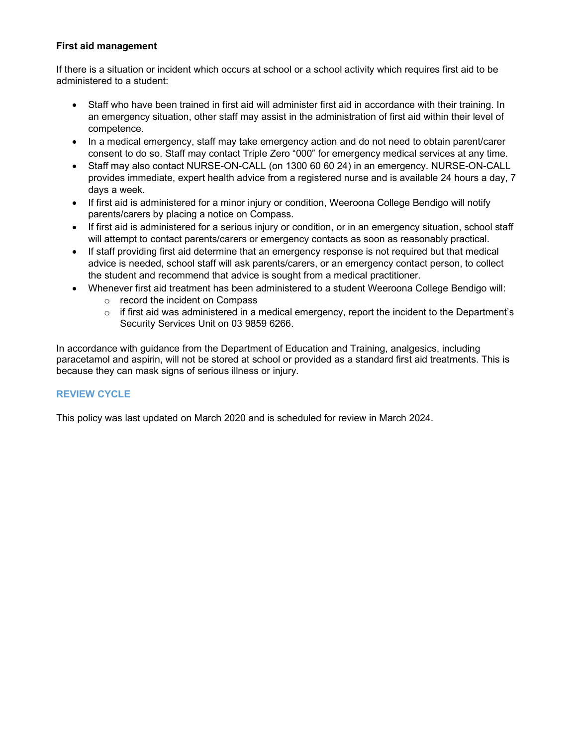**First aid management**

If there is a situation or incident which occurs at school or a school activity which requires first aid to be administered to a student:

- Staff who have been trained in first aid will administer first aid in accordance with their training. In an emergency situation, other staff may assist in the administration of first aid within their level of competence.
- In a medical emergency, staff may take emergency action and do not need to obtain parent/carer consent to do so. Staff may contact Triple Zero "000" for emergency medical services at any time.
- Staff may also contact NURSE-ON-CALL (on 1300 60 60 24) in an emergency. NURSE-ON-CALL provides immediate, expert health advice from a registered nurse and is available 24 hours a day, 7 days a week.
- If first aid is administered for a minor injury or condition, Weeroona College Bendigo will notify parents/carers by placing a notice on Compass.
- If first aid is administered for a serious injury or condition, or in an emergency situation, school staff will attempt to contact parents/carers or emergency contacts as soon as reasonably practical.
- If staff providing first aid determine that an emergency response is not required but that medical advice is needed, school staff will ask parents/carers, or an emergency contact person, to collect the student and recommend that advice is sought from a medical practitioner.
- Whenever first aid treatment has been administered to a student Weeroona College Bendigo will:
  - record the incident on Compass
  - if first aid was administered in a medical emergency, report the incident to the Department's Security Services Unit on 03 9859 6266.

In accordance with guidance from the Department of Education and Training, analgesics, including paracetamol and aspirin, will not be stored at school or provided as a standard first aid treatments. This is because they can mask signs of serious illness or injury.

## REVIEW CYCLE

This policy was last updated on March 2020 and is scheduled for review in March 2024.